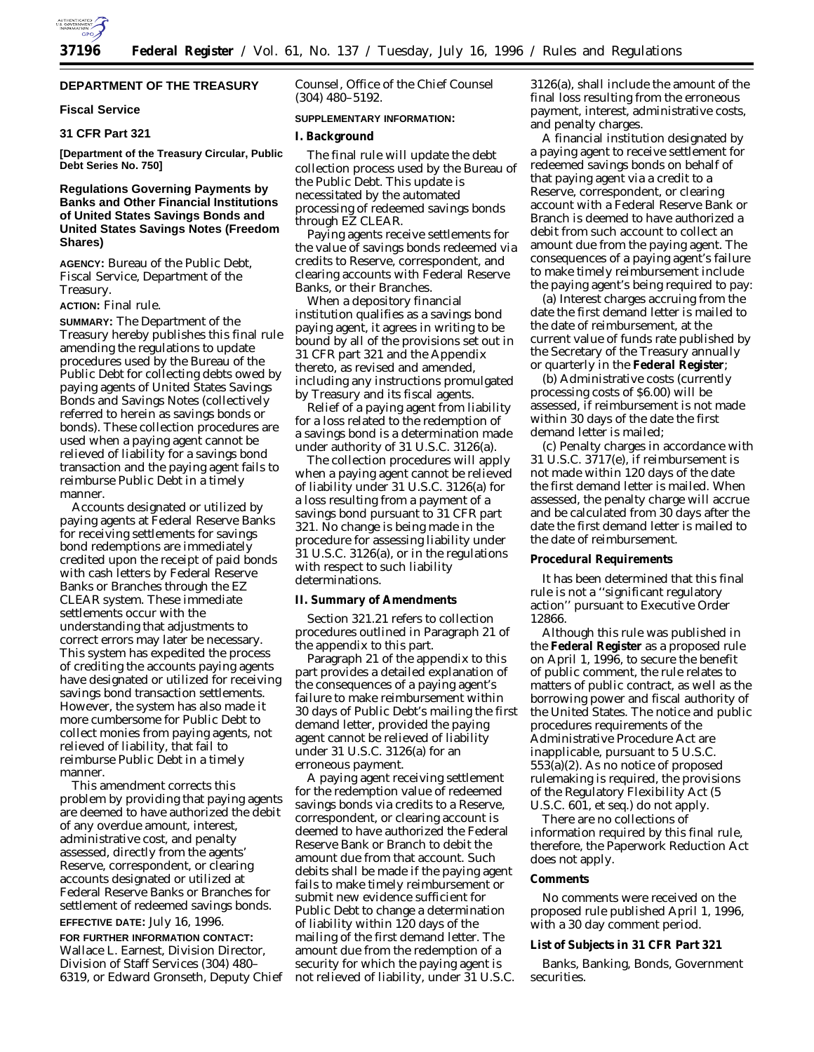**DEPARTMENT OF THE TREASURY**

**Fiscal Service**

**31 CFR Part 321**

**[Department of the Treasury Circular, Public Debt Series No. 750]**

# Regulations Governing Payments by Banks and Other Financial Institutions of United States Savings Bonds and United States Savings Notes (Freedom Shares)

**AGENCY:** Bureau of the Public Debt, Fiscal Service, Department of the Treasury.

**ACTION:** Final rule.

**SUMMARY:** The Department of the Treasury hereby publishes this final rule amending the regulations to update procedures used by the Bureau of the Public Debt for collecting debts owed by paying agents of United States Savings Bonds and Savings Notes (collectively referred to herein as savings bonds or bonds). These collection procedures are used when a paying agent cannot be relieved of liability for a savings bond transaction and the paying agent fails to reimburse Public Debt in a timely manner.

Accounts designated or utilized by paying agents at Federal Reserve Banks for receiving settlements for savings bond redemptions are immediately credited upon the receipt of paid bonds with cash letters by Federal Reserve Banks or Branches through the EZ CLEAR system. These immediate settlements occur with the understanding that adjustments to correct errors may later be necessary. This system has expedited the process of crediting the accounts paying agents have designated or utilized for receiving savings bond transaction settlements. However, the system has also made it more cumbersome for Public Debt to collect monies from paying agents, not relieved of liability, that fail to reimburse Public Debt in a timely manner.

This amendment corrects this problem by providing that paying agents are deemed to have authorized the debit of any overdue amount, interest, administrative cost, and penalty assessed, directly from the agents' Reserve, correspondent, or clearing accounts designated or utilized at Federal Reserve Banks or Branches for settlement of redeemed savings bonds.

**EFFECTIVE DATE:** July 16, 1996.

**FOR FURTHER INFORMATION CONTACT:** Wallace L. Earnest, Division Director, Division of Staff Services (304) 480–6319, or Edward Gronseth, Deputy Chief Counsel, Office of the Chief Counsel (304) 480–5192.

**SUPPLEMENTARY INFORMATION:**

## I. Background

The final rule will update the debt collection process used by the Bureau of the Public Debt. This update is necessitated by the automated processing of redeemed savings bonds through EZ CLEAR.

Paying agents receive settlements for the value of savings bonds redeemed via credits to Reserve, correspondent, and clearing accounts with Federal Reserve Banks, or their Branches.

When a depository financial institution qualifies as a savings bond paying agent, it agrees in writing to be bound by all of the provisions set out in 31 CFR part 321 and the Appendix thereto, as revised and amended, including any instructions promulgated by Treasury and its fiscal agents.

Relief of a paying agent from liability for a loss related to the redemption of a savings bond is a determination made under authority of 31 U.S.C. 3126(a).

The collection procedures will apply when a paying agent cannot be relieved of liability under 31 U.S.C. 3126(a) for a loss resulting from a payment of a savings bond pursuant to 31 CFR part 321. No change is being made in the procedure for assessing liability under 31 U.S.C. 3126(a), or in the regulations with respect to such liability determinations.

## II. Summary of Amendments

Section 321.21 refers to collection procedures outlined in Paragraph 21 of the appendix to this part.

Paragraph 21 of the appendix to this part provides a detailed explanation of the consequences of a paying agent's failure to make reimbursement within 30 days of Public Debt's mailing the first demand letter, provided the paying agent cannot be relieved of liability under 31 U.S.C. 3126(a) for an erroneous payment.

A paying agent receiving settlement for the redemption value of redeemed savings bonds via credits to a Reserve, correspondent, or clearing account is deemed to have authorized the Federal Reserve Bank or Branch to debit the amount due from that account. Such debits shall be made if the paying agent fails to make timely reimbursement or submit new evidence sufficient for Public Debt to change a determination of liability within 120 days of the mailing of the first demand letter. The amount due from the redemption of a security for which the paying agent is not relieved of liability, under 31 U.S.C. 3126(a), shall include the amount of the final loss resulting from the erroneous payment, interest, administrative costs, and penalty charges.

A financial institution designated by a paying agent to receive settlement for redeemed savings bonds on behalf of that paying agent via a credit to a Reserve, correspondent, or clearing account with a Federal Reserve Bank or Branch is deemed to have authorized a debit from such account to collect an amount due from the paying agent. The consequences of a paying agent's failure to make timely reimbursement include the paying agent's being required to pay:

(a) Interest charges accruing from the date the first demand letter is mailed to the date of reimbursement, at the current value of funds rate published by the Secretary of the Treasury annually or quarterly in the **Federal Register**;

(b) Administrative costs (currently processing costs of $6.00) will be assessed, if reimbursement is not made within 30 days of the date the first demand letter is mailed;

(c) Penalty charges in accordance with 31 U.S.C. 3717(e), if reimbursement is not made within 120 days of the date the first demand letter is mailed. When assessed, the penalty charge will accrue and be calculated from 30 days after the date the first demand letter is mailed to the date of reimbursement.

### Procedural Requirements

It has been determined that this final rule is not a ''significant regulatory action'' pursuant to Executive Order 12866.

Although this rule was published in the **Federal Register** as a proposed rule on April 1, 1996, to secure the benefit of public comment, the rule relates to matters of public contract, as well as the borrowing power and fiscal authority of the United States. The notice and public procedures requirements of the Administrative Procedure Act are inapplicable, pursuant to 5 U.S.C. 553(a)(2). As no notice of proposed rulemaking is required, the provisions of the Regulatory Flexibility Act (5 U.S.C. 601, et seq.) do not apply.

There are no collections of information required by this final rule, therefore, the Paperwork Reduction Act does not apply.

### Comments

No comments were received on the proposed rule published April 1, 1996, with a 30 day comment period.

### List of Subjects in 31 CFR Part 321

Banks, Banking, Bonds, Government securities.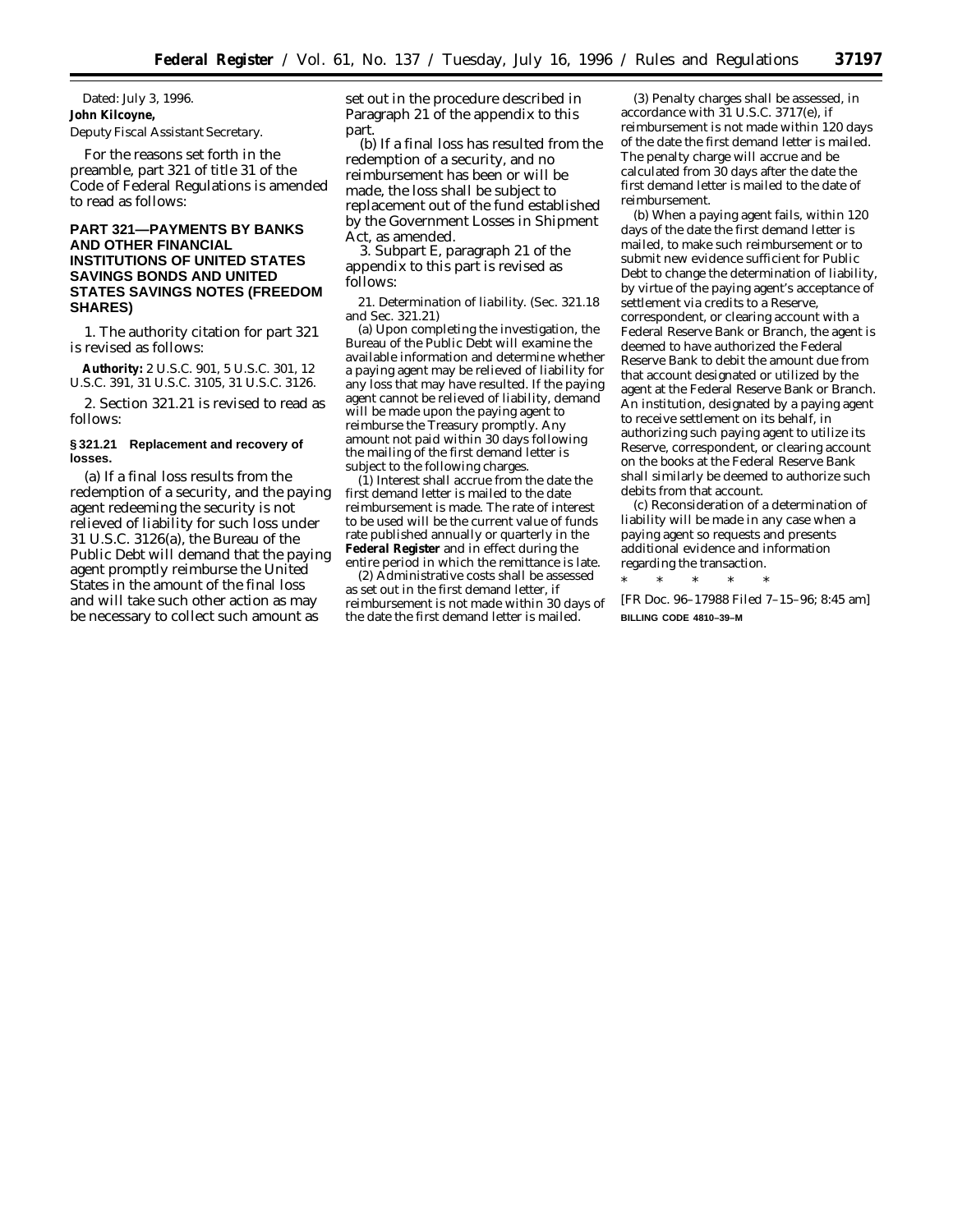Dated: July 3, 1996.

**John Kilcoyne,**

*Deputy Fiscal Assistant Secretary.*

For the reasons set forth in the preamble, part 321 of title 31 of the Code of Federal Regulations is amended to read as follows:

## PART 321—PAYMENTS BY BANKS AND OTHER FINANCIAL INSTITUTIONS OF UNITED STATES SAVINGS BONDS AND UNITED STATES SAVINGS NOTES (FREEDOM SHARES)

1. The authority citation for part 321 is revised as follows:

**Authority:** 2 U.S.C. 901, 5 U.S.C. 301, 12 U.S.C. 391, 31 U.S.C. 3105, 31 U.S.C. 3126.

2. Section 321.21 is revised to read as follows:

### § 321.21 Replacement and recovery of losses.

(a) If a final loss results from the redemption of a security, and the paying agent redeeming the security is not relieved of liability for such loss under 31 U.S.C. 3126(a), the Bureau of the Public Debt will demand that the paying agent promptly reimburse the United States in the amount of the final loss and will take such other action as may be necessary to collect such amount as set out in the procedure described in Paragraph 21 of the appendix to this part.

(b) If a final loss has resulted from the redemption of a security, and no reimbursement has been or will be made, the loss shall be subject to replacement out of the fund established by the Government Losses in Shipment Act, as amended.

3. Subpart E, paragraph 21 of the appendix to this part is revised as follows:

21. Determination of liability. (Sec. 321.18 and Sec. 321.21)

(a) Upon completing the investigation, the Bureau of the Public Debt will examine the available information and determine whether a paying agent may be relieved of liability for any loss that may have resulted. If the paying agent cannot be relieved of liability, demand will be made upon the paying agent to reimburse the Treasury promptly. Any amount not paid within 30 days following the mailing of the first demand letter is subject to the following charges.

(1) Interest shall accrue from the date the first demand letter is mailed to the date reimbursement is made. The rate of interest to be used will be the current value of funds rate published annually or quarterly in the **Federal Register** and in effect during the entire period in which the remittance is late.

(2) Administrative costs shall be assessed as set out in the first demand letter, if reimbursement is not made within 30 days of the date the first demand letter is mailed.

(3) Penalty charges shall be assessed, in accordance with 31 U.S.C. 3717(e), if reimbursement is not made within 120 days of the date the first demand letter is mailed. The penalty charge will accrue and be calculated from 30 days after the date the first demand letter is mailed to the date of reimbursement.

(b) When a paying agent fails, within 120 days of the date the first demand letter is mailed, to make such reimbursement or to submit new evidence sufficient for Public Debt to change the determination of liability, by virtue of the paying agent's acceptance of settlement via credits to a Reserve, correspondent, or clearing account with a Federal Reserve Bank or Branch, the agent is deemed to have authorized the Federal Reserve Bank to debit the amount due from that account designated or utilized by the agent at the Federal Reserve Bank or Branch. An institution, designated by a paying agent to receive settlement on its behalf, in authorizing such paying agent to utilize its Reserve, correspondent, or clearing account on the books at the Federal Reserve Bank shall similarly be deemed to authorize such debits from that account.

(c) Reconsideration of a determination of liability will be made in any case when a paying agent so requests and presents additional evidence and information regarding the transaction.

\* \* \* \* \*

[FR Doc. 96–17988 Filed 7–15–96; 8:45 am]

BILLING CODE 4810–39–M